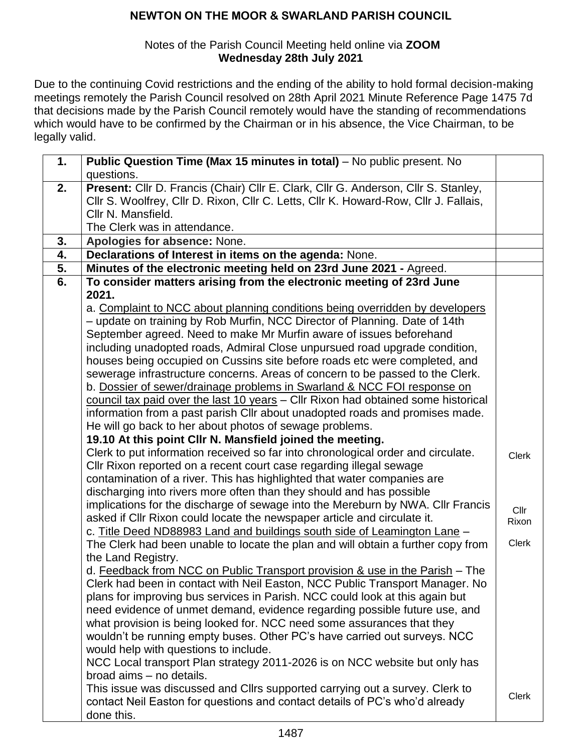**NEWTON ON THE MOOR & SWARLAND PARISH COUNCIL**

Notes of the Parish Council Meeting held online via **ZOOM**
**Wednesday 28th July 2021**

Due to the continuing Covid restrictions and the ending of the ability to hold formal decision-making meetings remotely the Parish Council resolved on 28th April 2021 Minute Reference Page 1475 7d that decisions made by the Parish Council remotely would have the standing of recommendations which would have to be confirmed by the Chairman or in his absence, the Vice Chairman, to be legally valid.

| | | |
|---|---|---|
| **1.** | **Public Question Time (Max 15 minutes in total)** – No public present. No questions. | |
| **2.** | **Present:** Cllr D. Francis (Chair) Cllr E. Clark, Cllr G. Anderson, Cllr S. Stanley, Cllr S. Woolfrey, Cllr D. Rixon, Cllr C. Letts, Cllr K. Howard-Row, Cllr J. Fallais, Cllr N. Mansfield.<br>The Clerk was in attendance. | |
| **3.** | **Apologies for absence:** None. | |
| **4.** | **Declarations of Interest in items on the agenda:** None. | |
| **5.** | **Minutes of the electronic meeting held on 23rd June 2021 -** Agreed. | |
| **6.** | **To consider matters arising from the electronic meeting of 23rd June 2021.**<br>a. Complaint to NCC about planning conditions being overridden by developers – update on training by Rob Murfin, NCC Director of Planning. Date of 14th September agreed. Need to make Mr Murfin aware of issues beforehand including unadopted roads, Admiral Close unpursued road upgrade condition, houses being occupied on Cussins site before roads etc were completed, and sewerage infrastructure concerns. Areas of concern to be passed to the Clerk.<br>b. Dossier of sewer/drainage problems in Swarland & NCC FOI response on council tax paid over the last 10 years – Cllr Rixon had obtained some historical information from a past parish Cllr about unadopted roads and promises made. He will go back to her about photos of sewage problems.<br>**19.10 At this point Cllr N. Mansfield joined the meeting.**<br>Clerk to put information received so far into chronological order and circulate. | Clerk |
| | Cllr Rixon reported on a recent court case regarding illegal sewage contamination of a river. This has highlighted that water companies are discharging into rivers more often than they should and has possible implications for the discharge of sewage into the Mereburn by NWA. Cllr Francis asked if Cllr Rixon could locate the newspaper article and circulate it. | Cllr Rixon |
| | c. Title Deed ND88983 Land and buildings south side of Leamington Lane – The Clerk had been unable to locate the plan and will obtain a further copy from the Land Registry. | Clerk |
| | d. Feedback from NCC on Public Transport provision & use in the Parish – The Clerk had been in contact with Neil Easton, NCC Public Transport Manager. No plans for improving bus services in Parish. NCC could look at this again but need evidence of unmet demand, evidence regarding possible future use, and what provision is being looked for. NCC need some assurances that they wouldn't be running empty buses. Other PC's have carried out surveys. NCC would help with questions to include.<br>NCC Local transport Plan strategy 2011-2026 is on NCC website but only has broad aims – no details.<br>This issue was discussed and Cllrs supported carrying out a survey. Clerk to contact Neil Easton for questions and contact details of PC's who'd already done this. | Clerk |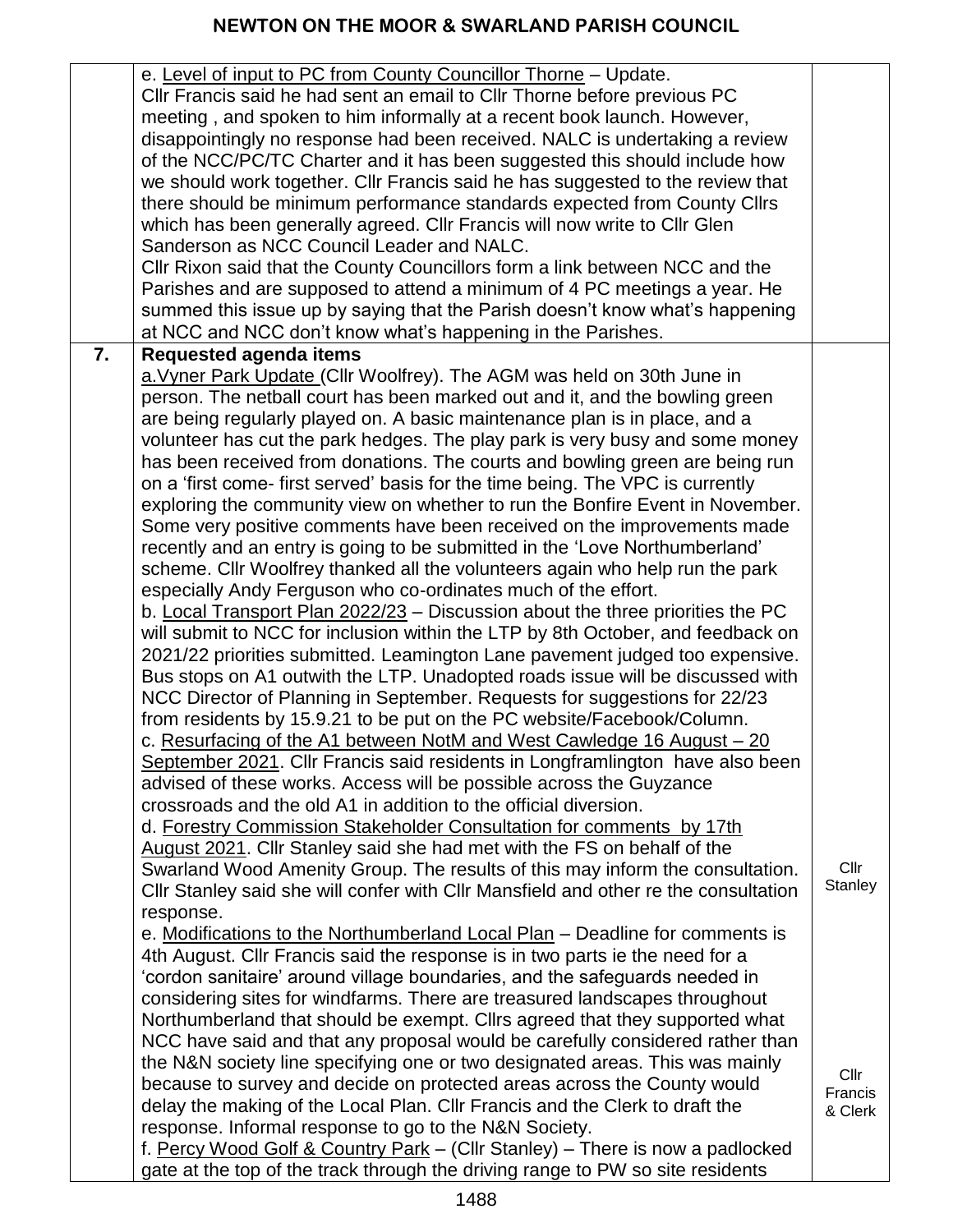| | | |
|---|---|---|
| | e. <u>Level of input to PC from County Councillor Thorne</u> – Update. Cllr Francis said he had sent an email to Cllr Thorne before previous PC meeting , and spoken to him informally at a recent book launch. However, disappointingly no response had been received. NALC is undertaking a review of the NCC/PC/TC Charter and it has been suggested this should include how we should work together. Cllr Francis said he has suggested to the review that there should be minimum performance standards expected from County Cllrs which has been generally agreed. Cllr Francis will now write to Cllr Glen Sanderson as NCC Council Leader and NALC. Cllr Rixon said that the County Councillors form a link between NCC and the Parishes and are supposed to attend a minimum of 4 PC meetings a year. He summed this issue up by saying that the Parish doesn't know what's happening at NCC and NCC don't know what's happening in the Parishes. | |
| **7.** | **Requested agenda items**<br>a.<u>Vyner Park Update</u> (Cllr Woolfrey). The AGM was held on 30th June in person. The netball court has been marked out and it, and the bowling green are being regularly played on. A basic maintenance plan is in place, and a volunteer has cut the park hedges. The play park is very busy and some money has been received from donations. The courts and bowling green are being run on a 'first come- first served' basis for the time being. The VPC is currently exploring the community view on whether to run the Bonfire Event in November. Some very positive comments have been received on the improvements made recently and an entry is going to be submitted in the 'Love Northumberland' scheme. Cllr Woolfrey thanked all the volunteers again who help run the park especially Andy Ferguson who co-ordinates much of the effort.<br>b. <u>Local Transport Plan 2022/23</u> – Discussion about the three priorities the PC will submit to NCC for inclusion within the LTP by 8th October, and feedback on 2021/22 priorities submitted. Leamington Lane pavement judged too expensive. Bus stops on A1 outwith the LTP. Unadopted roads issue will be discussed with NCC Director of Planning in September. Requests for suggestions for 22/23 from residents by 15.9.21 to be put on the PC website/Facebook/Column.<br>c. <u>Resurfacing of the A1 between NotM and West Cawledge 16 August – 20 September 2021</u>. Cllr Francis said residents in Longframlington have also been advised of these works. Access will be possible across the Guyzance crossroads and the old A1 in addition to the official diversion.<br>d. <u>Forestry Commission Stakeholder Consultation for comments by 17th August 2021</u>. Cllr Stanley said she had met with the FS on behalf of the Swarland Wood Amenity Group. The results of this may inform the consultation. Cllr Stanley said she will confer with Cllr Mansfield and other re the consultation response.<br>e. <u>Modifications to the Northumberland Local Plan</u> – Deadline for comments is 4th August. Cllr Francis said the response is in two parts ie the need for a 'cordon sanitaire' around village boundaries, and the safeguards needed in considering sites for windfarms. There are treasured landscapes throughout Northumberland that should be exempt. Cllrs agreed that they supported what NCC have said and that any proposal would be carefully considered rather than the N&N society line specifying one or two designated areas. This was mainly because to survey and decide on protected areas across the County would delay the making of the Local Plan. Cllr Francis and the Clerk to draft the response. Informal response to go to the N&N Society.<br>f. <u>Percy Wood Golf & Country Park</u> – (Cllr Stanley) – There is now a padlocked gate at the top of the track through the driving range to PW so site residents | Cllr Stanley<br><br>Cllr Francis & Clerk |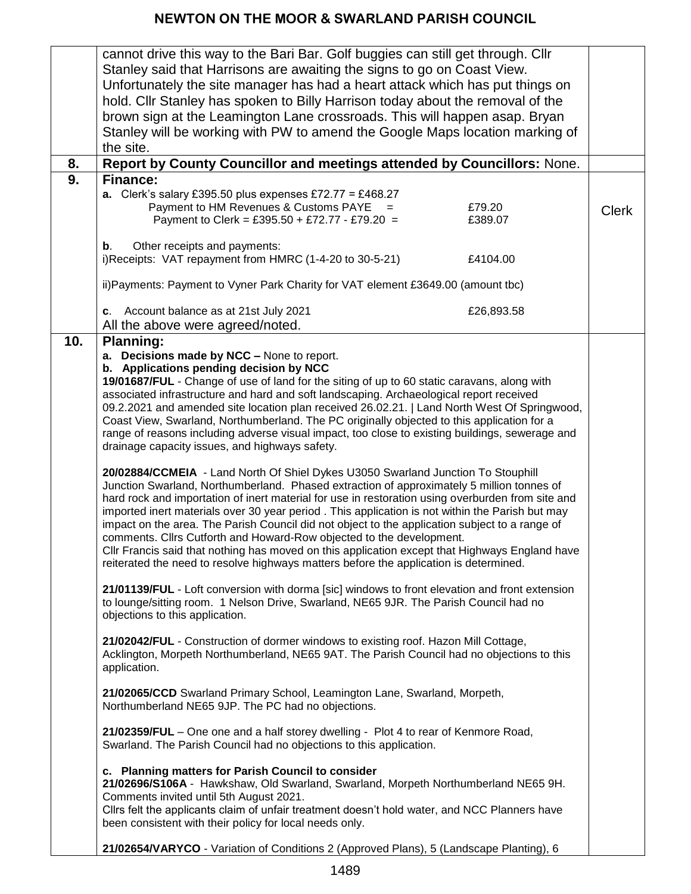| | | |
|---|---|---|
| | cannot drive this way to the Bari Bar. Golf buggies can still get through. Cllr Stanley said that Harrisons are awaiting the signs to go on Coast View. Unfortunately the site manager has had a heart attack which has put things on hold. Cllr Stanley has spoken to Billy Harrison today about the removal of the brown sign at the Leamington Lane crossroads. This will happen asap. Bryan Stanley will be working with PW to amend the Google Maps location marking of the site. | |
| **8.** | **Report by County Councillor and meetings attended by Councillors:** None. | |
| **9.** | **Finance:**<br>**a.** Clerk's salary £395.50 plus expenses £72.77 = £468.27<br>Payment to HM Revenues & Customs PAYE = £79.20<br>Payment to Clerk = £395.50 + £72.77 - £79.20 = £389.07<br><br>**b**. Other receipts and payments:<br>i)Receipts: VAT repayment from HMRC (1-4-20 to 30-5-21) £4104.00<br><br>ii)Payments: Payment to Vyner Park Charity for VAT element £3649.00 (amount tbc)<br><br>**c**. Account balance as at 21st July 2021 £26,893.58<br>All the above were agreed/noted. | Clerk |
| **10.** | **Planning:**<br>**a. Decisions made by NCC –** None to report.<br>**b. Applications pending decision by NCC**<br>**19/01687/FUL** - Change of use of land for the siting of up to 60 static caravans, along with associated infrastructure and hard and soft landscaping. Archaeological report received 09.2.2021 and amended site location plan received 26.02.21. \| Land North West Of Springwood, Coast View, Swarland, Northumberland. The PC originally objected to this application for a range of reasons including adverse visual impact, too close to existing buildings, sewerage and drainage capacity issues, and highways safety.<br><br>**20/02884/CCMEIA** - Land North Of Shiel Dykes U3050 Swarland Junction To Stouphill Junction Swarland, Northumberland. Phased extraction of approximately 5 million tonnes of hard rock and importation of inert material for use in restoration using overburden from site and imported inert materials over 30 year period . This application is not within the Parish but may impact on the area. The Parish Council did not object to the application subject to a range of comments. Cllrs Cutforth and Howard-Row objected to the development.<br>Cllr Francis said that nothing has moved on this application except that Highways England have reiterated the need to resolve highways matters before the application is determined.<br><br>**21/01139/FUL** - Loft conversion with dorma [sic] windows to front elevation and front extension to lounge/sitting room. 1 Nelson Drive, Swarland, NE65 9JR. The Parish Council had no objections to this application.<br><br>**21/02042/FUL** - Construction of dormer windows to existing roof. Hazon Mill Cottage, Acklington, Morpeth Northumberland, NE65 9AT. The Parish Council had no objections to this application.<br><br>**21/02065/CCD** Swarland Primary School, Leamington Lane, Swarland, Morpeth, Northumberland NE65 9JP. The PC had no objections.<br><br>**21/02359/FUL** – One one and a half storey dwelling - Plot 4 to rear of Kenmore Road, Swarland. The Parish Council had no objections to this application.<br><br>**c. Planning matters for Parish Council to consider**<br>**21/02696/S106A** - Hawkshaw, Old Swarland, Swarland, Morpeth Northumberland NE65 9H. Comments invited until 5th August 2021.<br>Cllrs felt the applicants claim of unfair treatment doesn't hold water, and NCC Planners have been consistent with their policy for local needs only.<br><br>**21/02654/VARYCO** - Variation of Conditions 2 (Approved Plans), 5 (Landscape Planting), 6 | |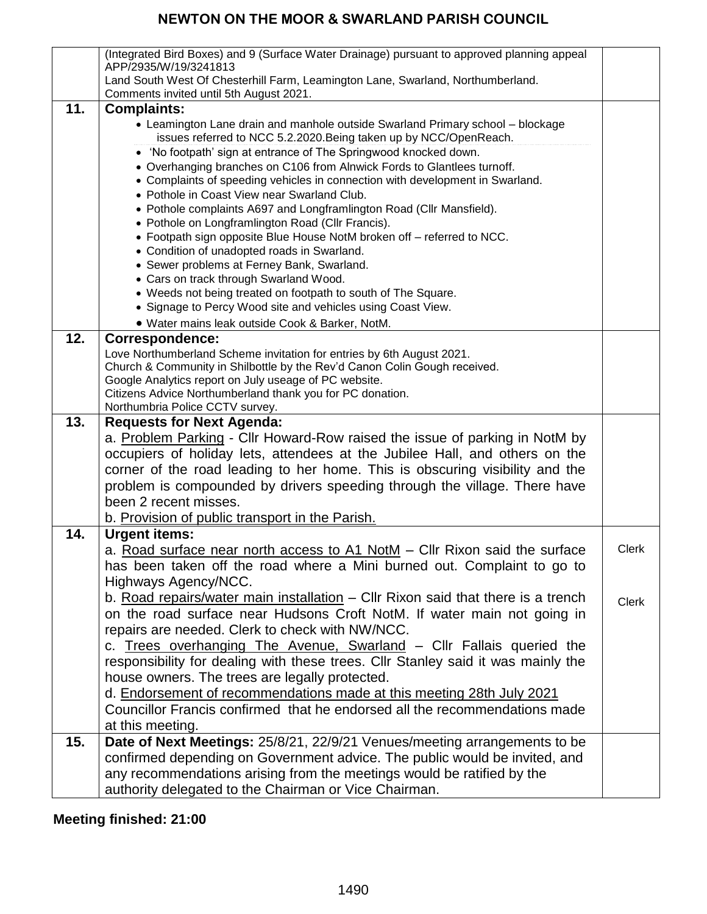| | | |
|---|---|---|
| | (Integrated Bird Boxes) and 9 (Surface Water Drainage) pursuant to approved planning appeal APP/2935/W/19/3241813<br>Land South West Of Chesterhill Farm, Leamington Lane, Swarland, Northumberland.<br>Comments invited until 5th August 2021. | |
| **11.** | **Complaints:**<br>• Leamington Lane drain and manhole outside Swarland Primary school – blockage issues referred to NCC 5.2.2020.Being taken up by NCC/OpenReach.<br>• 'No footpath' sign at entrance of The Springwood knocked down.<br>• Overhanging branches on C106 from Alnwick Fords to Glantlees turnoff.<br>• Complaints of speeding vehicles in connection with development in Swarland.<br>• Pothole in Coast View near Swarland Club.<br>• Pothole complaints A697 and Longframlington Road (Cllr Mansfield).<br>• Pothole on Longframlington Road (Cllr Francis).<br>• Footpath sign opposite Blue House NotM broken off – referred to NCC.<br>• Condition of unadopted roads in Swarland.<br>• Sewer problems at Ferney Bank, Swarland.<br>• Cars on track through Swarland Wood.<br>• Weeds not being treated on footpath to south of The Square.<br>• Signage to Percy Wood site and vehicles using Coast View.<br>• Water mains leak outside Cook & Barker, NotM. | |
| **12.** | **Correspondence:**<br>Love Northumberland Scheme invitation for entries by 6th August 2021.<br>Church & Community in Shilbottle by the Rev'd Canon Colin Gough received.<br>Google Analytics report on July useage of PC website.<br>Citizens Advice Northumberland thank you for PC donation.<br>Northumbria Police CCTV survey. | |
| **13.** | **Requests for Next Agenda:**<br>a. Problem Parking - Cllr Howard-Row raised the issue of parking in NotM by occupiers of holiday lets, attendees at the Jubilee Hall, and others on the corner of the road leading to her home. This is obscuring visibility and the problem is compounded by drivers speeding through the village. There have been 2 recent misses.<br>b. Provision of public transport in the Parish. | |
| **14.** | **Urgent items:**<br>a. Road surface near north access to A1 NotM – Cllr Rixon said the surface has been taken off the road where a Mini burned out. Complaint to go to Highways Agency/NCC.<br>b. Road repairs/water main installation – Cllr Rixon said that there is a trench on the road surface near Hudsons Croft NotM. If water main not going in repairs are needed. Clerk to check with NW/NCC.<br>c. Trees overhanging The Avenue, Swarland – Cllr Fallais queried the responsibility for dealing with these trees. Cllr Stanley said it was mainly the house owners. The trees are legally protected.<br>d. Endorsement of recommendations made at this meeting 28th July 2021<br>Councillor Francis confirmed that he endorsed all the recommendations made at this meeting. | Clerk<br><br>Clerk |
| **15.** | **Date of Next Meetings:** 25/8/21, 22/9/21 Venues/meeting arrangements to be confirmed depending on Government advice. The public would be invited, and any recommendations arising from the meetings would be ratified by the authority delegated to the Chairman or Vice Chairman. | |

**Meeting finished: 21:00**